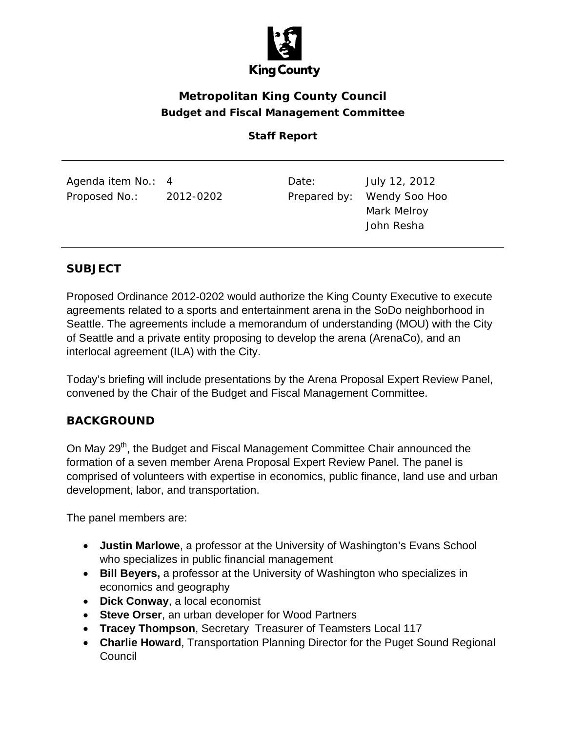King County

# Metropolitan King County Council

## Budget and Fiscal Management Committee

### Staff Report

| | | | |
|---|---|---|---|
| Agenda item No.: | 4 | Date: | July 12, 2012 |
| Proposed No.: | 2012-0202 | Prepared by: | Wendy Soo Hoo<br>Mark Melroy<br>John Resha |

## SUBJECT

Proposed Ordinance 2012-0202 would authorize the King County Executive to execute agreements related to a sports and entertainment arena in the SoDo neighborhood in Seattle. The agreements include a memorandum of understanding (MOU) with the City of Seattle and a private entity proposing to develop the arena (ArenaCo), and an interlocal agreement (ILA) with the City.

Today's briefing will include presentations by the Arena Proposal Expert Review Panel, convened by the Chair of the Budget and Fiscal Management Committee.

## BACKGROUND

On May 29th, the Budget and Fiscal Management Committee Chair announced the formation of a seven member Arena Proposal Expert Review Panel. The panel is comprised of volunteers with expertise in economics, public finance, land use and urban development, labor, and transportation.

The panel members are:

- **Justin Marlowe**, a professor at the University of Washington's Evans School who specializes in public financial management
- **Bill Beyers,** a professor at the University of Washington who specializes in economics and geography
- **Dick Conway**, a local economist
- **Steve Orser**, an urban developer for Wood Partners
- **Tracey Thompson**, Secretary Treasurer of Teamsters Local 117
- **Charlie Howard**, Transportation Planning Director for the Puget Sound Regional Council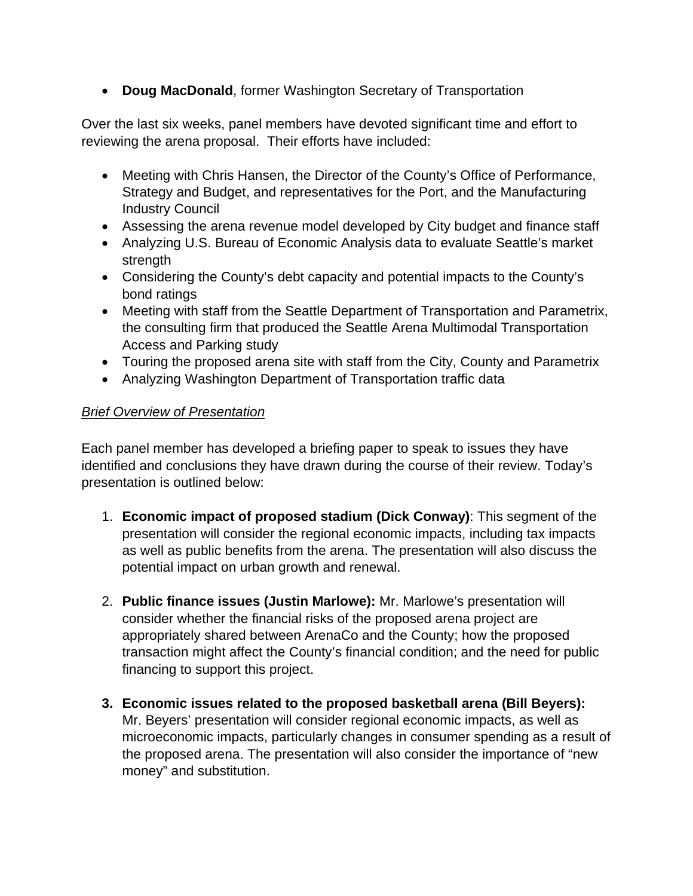- **Doug MacDonald**, former Washington Secretary of Transportation

Over the last six weeks, panel members have devoted significant time and effort to reviewing the arena proposal. Their efforts have included:

- Meeting with Chris Hansen, the Director of the County's Office of Performance, Strategy and Budget, and representatives for the Port, and the Manufacturing Industry Council
- Assessing the arena revenue model developed by City budget and finance staff
- Analyzing U.S. Bureau of Economic Analysis data to evaluate Seattle's market strength
- Considering the County's debt capacity and potential impacts to the County's bond ratings
- Meeting with staff from the Seattle Department of Transportation and Parametrix, the consulting firm that produced the Seattle Arena Multimodal Transportation Access and Parking study
- Touring the proposed arena site with staff from the City, County and Parametrix
- Analyzing Washington Department of Transportation traffic data

*Brief Overview of Presentation*

Each panel member has developed a briefing paper to speak to issues they have identified and conclusions they have drawn during the course of their review. Today's presentation is outlined below:

1. **Economic impact of proposed stadium (Dick Conway)**: This segment of the presentation will consider the regional economic impacts, including tax impacts as well as public benefits from the arena. The presentation will also discuss the potential impact on urban growth and renewal.

2. **Public finance issues (Justin Marlowe):** Mr. Marlowe's presentation will consider whether the financial risks of the proposed arena project are appropriately shared between ArenaCo and the County; how the proposed transaction might affect the County's financial condition; and the need for public financing to support this project.

3. **Economic issues related to the proposed basketball arena (Bill Beyers):** Mr. Beyers' presentation will consider regional economic impacts, as well as microeconomic impacts, particularly changes in consumer spending as a result of the proposed arena. The presentation will also consider the importance of "new money" and substitution.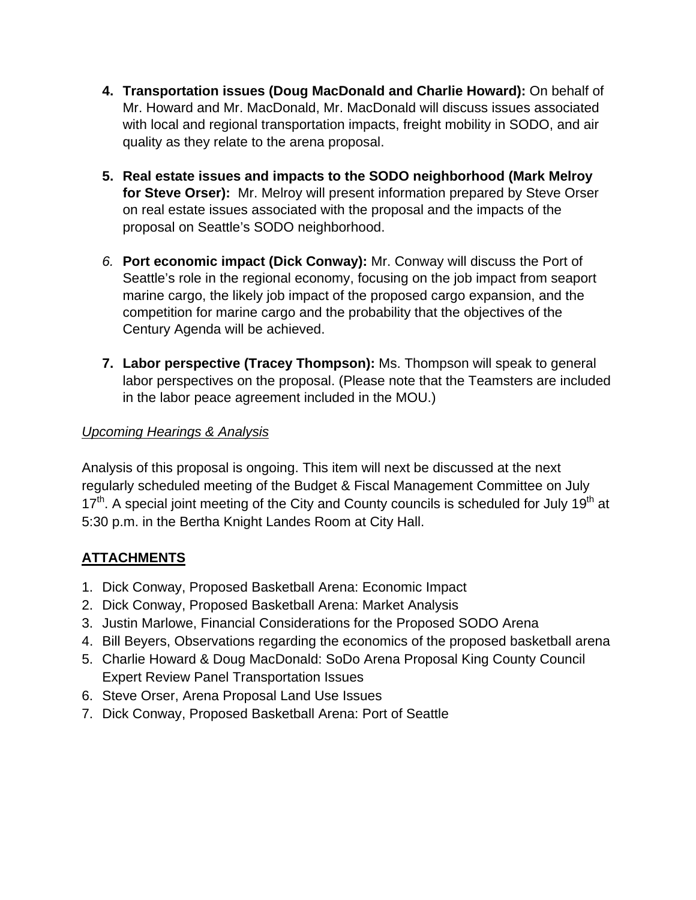4. **Transportation issues (Doug MacDonald and Charlie Howard):** On behalf of Mr. Howard and Mr. MacDonald, Mr. MacDonald will discuss issues associated with local and regional transportation impacts, freight mobility in SODO, and air quality as they relate to the arena proposal.

5. **Real estate issues and impacts to the SODO neighborhood (Mark Melroy for Steve Orser):** Mr. Melroy will present information prepared by Steve Orser on real estate issues associated with the proposal and the impacts of the proposal on Seattle's SODO neighborhood.

6. **Port economic impact (Dick Conway):** Mr. Conway will discuss the Port of Seattle's role in the regional economy, focusing on the job impact from seaport marine cargo, the likely job impact of the proposed cargo expansion, and the competition for marine cargo and the probability that the objectives of the Century Agenda will be achieved.

7. **Labor perspective (Tracey Thompson):** Ms. Thompson will speak to general labor perspectives on the proposal. (Please note that the Teamsters are included in the labor peace agreement included in the MOU.)

*Upcoming Hearings & Analysis*

Analysis of this proposal is ongoing. This item will next be discussed at the next regularly scheduled meeting of the Budget & Fiscal Management Committee on July 17th. A special joint meeting of the City and County councils is scheduled for July 19th at 5:30 p.m. in the Bertha Knight Landes Room at City Hall.

## ATTACHMENTS

1. Dick Conway, Proposed Basketball Arena: Economic Impact
2. Dick Conway, Proposed Basketball Arena: Market Analysis
3. Justin Marlowe, Financial Considerations for the Proposed SODO Arena
4. Bill Beyers, Observations regarding the economics of the proposed basketball arena
5. Charlie Howard & Doug MacDonald: SoDo Arena Proposal King County Council Expert Review Panel Transportation Issues
6. Steve Orser, Arena Proposal Land Use Issues
7. Dick Conway, Proposed Basketball Arena: Port of Seattle